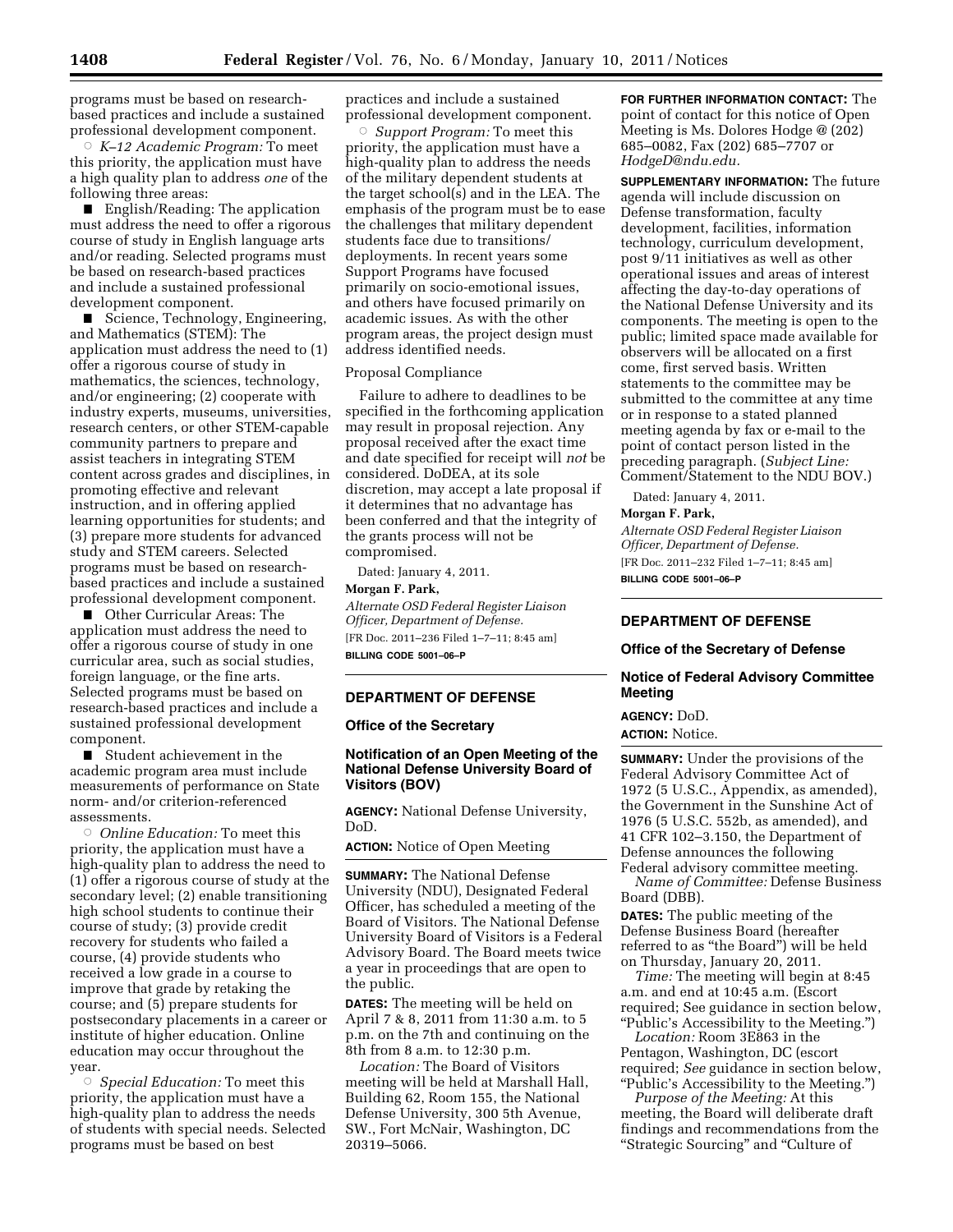programs must be based on research-based practices and include a sustained professional development component.

◦ *K–12 Academic Program:* To meet this priority, the application must have a high quality plan to address *one* of the following three areas:

■ English/Reading: The application must address the need to offer a rigorous course of study in English language arts and/or reading. Selected programs must be based on research-based practices and include a sustained professional development component.

■ Science, Technology, Engineering, and Mathematics (STEM): The application must address the need to (1) offer a rigorous course of study in mathematics, the sciences, technology, and/or engineering; (2) cooperate with industry experts, museums, universities, research centers, or other STEM-capable community partners to prepare and assist teachers in integrating STEM content across grades and disciplines, in promoting effective and relevant instruction, and in offering applied learning opportunities for students; and (3) prepare more students for advanced study and STEM careers. Selected programs must be based on research-based practices and include a sustained professional development component.

■ Other Curricular Areas: The application must address the need to offer a rigorous course of study in one curricular area, such as social studies, foreign language, or the fine arts. Selected programs must be based on research-based practices and include a sustained professional development component.

■ Student achievement in the academic program area must include measurements of performance on State norm- and/or criterion-referenced assessments.

◦ *Online Education:* To meet this priority, the application must have a high-quality plan to address the need to (1) offer a rigorous course of study at the secondary level; (2) enable transitioning high school students to continue their course of study; (3) provide credit recovery for students who failed a course, (4) provide students who received a low grade in a course to improve that grade by retaking the course; and (5) prepare students for postsecondary placements in a career or institute of higher education. Online education may occur throughout the year.

◦ *Special Education:* To meet this priority, the application must have a high-quality plan to address the needs of students with special needs. Selected programs must be based on best practices and include a sustained professional development component.

◦ *Support Program:* To meet this priority, the application must have a high-quality plan to address the needs of the military dependent students at the target school(s) and in the LEA. The emphasis of the program must be to ease the challenges that military dependent students face due to transitions/deployments. In recent years some Support Programs have focused primarily on socio-emotional issues, and others have focused primarily on academic issues. As with the other program areas, the project design must address identified needs.

Proposal Compliance

Failure to adhere to deadlines to be specified in the forthcoming application may result in proposal rejection. Any proposal received after the exact time and date specified for receipt will *not* be considered. DoDEA, at its sole discretion, may accept a late proposal if it determines that no advantage has been conferred and that the integrity of the grants process will not be compromised.

Dated: January 4, 2011.

**Morgan F. Park,**

*Alternate OSD Federal Register Liaison Officer, Department of Defense.*

[FR Doc. 2011–236 Filed 1–7–11; 8:45 am]

**BILLING CODE 5001–06–P**

## DEPARTMENT OF DEFENSE

### Office of the Secretary

### Notification of an Open Meeting of the National Defense University Board of Visitors (BOV)

**AGENCY:** National Defense University, DoD.

**ACTION:** Notice of Open Meeting

**SUMMARY:** The National Defense University (NDU), Designated Federal Officer, has scheduled a meeting of the Board of Visitors. The National Defense University Board of Visitors is a Federal Advisory Board. The Board meets twice a year in proceedings that are open to the public.

**DATES:** The meeting will be held on April 7 & 8, 2011 from 11:30 a.m. to 5 p.m. on the 7th and continuing on the 8th from 8 a.m. to 12:30 p.m.

*Location:* The Board of Visitors meeting will be held at Marshall Hall, Building 62, Room 155, the National Defense University, 300 5th Avenue, SW., Fort McNair, Washington, DC 20319–5066.

**FOR FURTHER INFORMATION CONTACT:** The point of contact for this notice of Open Meeting is Ms. Dolores Hodge @ (202) 685–0082, Fax (202) 685–7707 or *HodgeD@ndu.edu.*

**SUPPLEMENTARY INFORMATION:** The future agenda will include discussion on Defense transformation, faculty development, facilities, information technology, curriculum development, post 9/11 initiatives as well as other operational issues and areas of interest affecting the day-to-day operations of the National Defense University and its components. The meeting is open to the public; limited space made available for observers will be allocated on a first come, first served basis. Written statements to the committee may be submitted to the committee at any time or in response to a stated planned meeting agenda by fax or e-mail to the point of contact person listed in the preceding paragraph. (*Subject Line:* Comment/Statement to the NDU BOV.)

Dated: January 4, 2011.

**Morgan F. Park,**

*Alternate OSD Federal Register Liaison Officer, Department of Defense.*

[FR Doc. 2011–232 Filed 1–7–11; 8:45 am]

**BILLING CODE 5001–06–P**

## DEPARTMENT OF DEFENSE

### Office of the Secretary of Defense

### Notice of Federal Advisory Committee Meeting

**AGENCY:** DoD.

**ACTION:** Notice.

**SUMMARY:** Under the provisions of the Federal Advisory Committee Act of 1972 (5 U.S.C., Appendix, as amended), the Government in the Sunshine Act of 1976 (5 U.S.C. 552b, as amended), and 41 CFR 102–3.150, the Department of Defense announces the following Federal advisory committee meeting.

*Name of Committee:* Defense Business Board (DBB).

**DATES:** The public meeting of the Defense Business Board (hereafter referred to as "the Board") will be held on Thursday, January 20, 2011.

*Time:* The meeting will begin at 8:45 a.m. and end at 10:45 a.m. (Escort required; See guidance in section below, "Public's Accessibility to the Meeting.")

*Location:* Room 3E863 in the Pentagon, Washington, DC (escort required; *See* guidance in section below, "Public's Accessibility to the Meeting.")

*Purpose of the Meeting:* At this meeting, the Board will deliberate draft findings and recommendations from the "Strategic Sourcing" and "Culture of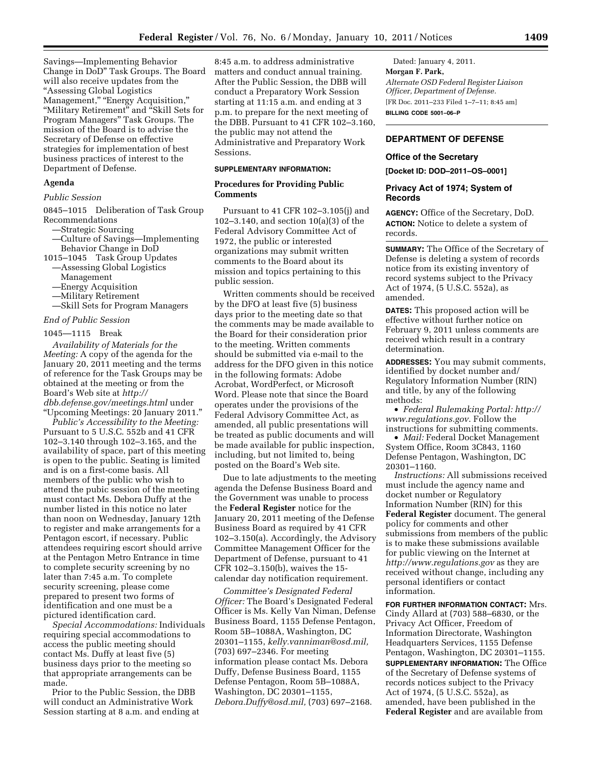Savings—Implementing Behavior Change in DoD" Task Groups. The Board will also receive updates from the "Assessing Global Logistics Management," "Energy Acquisition," "Military Retirement" and "Skill Sets for Program Managers" Task Groups. The mission of the Board is to advise the Secretary of Defense on effective strategies for implementation of best business practices of interest to the Department of Defense.

### Agenda

*Public Session*

0845–1015 Deliberation of Task Group Recommendations
—Strategic Sourcing
—Culture of Savings—Implementing Behavior Change in DoD

1015–1045 Task Group Updates
—Assessing Global Logistics Management
—Energy Acquisition
—Military Retirement
—Skill Sets for Program Managers

*End of Public Session*

1045—1115 Break

*Availability of Materials for the Meeting:* A copy of the agenda for the January 20, 2011 meeting and the terms of reference for the Task Groups may be obtained at the meeting or from the Board's Web site at *http://dbb.defense.gov/meetings.html* under "Upcoming Meetings: 20 January 2011."

*Public's Accessibility to the Meeting:* Pursuant to 5 U.S.C. 552b and 41 CFR 102–3.140 through 102–3.165, and the availability of space, part of this meeting is open to the public. Seating is limited and is on a first-come basis. All members of the public who wish to attend the pubic session of the meeting must contact Ms. Debora Duffy at the number listed in this notice no later than noon on Wednesday, January 12th to register and make arrangements for a Pentagon escort, if necessary. Public attendees requiring escort should arrive at the Pentagon Metro Entrance in time to complete security screening by no later than 7:45 a.m. To complete security screening, please come prepared to present two forms of identification and one must be a pictured identification card.

*Special Accommodations:* Individuals requiring special accommodations to access the public meeting should contact Ms. Duffy at least five (5) business days prior to the meeting so that appropriate arrangements can be made.

Prior to the Public Session, the DBB will conduct an Administrative Work Session starting at 8 a.m. and ending at 8:45 a.m. to address administrative matters and conduct annual training. After the Public Session, the DBB will conduct a Preparatory Work Session starting at 11:15 a.m. and ending at 3 p.m. to prepare for the next meeting of the DBB. Pursuant to 41 CFR 102–3.160, the public may not attend the Administrative and Preparatory Work Sessions.

**SUPPLEMENTARY INFORMATION:**

### Procedures for Providing Public Comments

Pursuant to 41 CFR 102–3.105(j) and 102–3.140, and section 10(a)(3) of the Federal Advisory Committee Act of 1972, the public or interested organizations may submit written comments to the Board about its mission and topics pertaining to this public session.

Written comments should be received by the DFO at least five (5) business days prior to the meeting date so that the comments may be made available to the Board for their consideration prior to the meeting. Written comments should be submitted via e-mail to the address for the DFO given in this notice in the following formats: Adobe Acrobat, WordPerfect, or Microsoft Word. Please note that since the Board operates under the provisions of the Federal Advisory Committee Act, as amended, all public presentations will be treated as public documents and will be made available for public inspection, including, but not limited to, being posted on the Board's Web site.

Due to late adjustments to the meeting agenda the Defense Business Board and the Government was unable to process the **Federal Register** notice for the January 20, 2011 meeting of the Defense Business Board as required by 41 CFR 102–3.150(a). Accordingly, the Advisory Committee Management Officer for the Department of Defense, pursuant to 41 CFR 102–3.150(b), waives the 15-calendar day notification requirement.

*Committee's Designated Federal Officer:* The Board's Designated Federal Officer is Ms. Kelly Van Niman, Defense Business Board, 1155 Defense Pentagon, Room 5B–1088A, Washington, DC 20301–1155, *kelly.vanniman@osd.mil,* (703) 697–2346. For meeting information please contact Ms. Debora Duffy, Defense Business Board, 1155 Defense Pentagon, Room 5B–1088A, Washington, DC 20301–1155, *Debora.Duffy@osd.mil,* (703) 697–2168.

Dated: January 4, 2011.

**Morgan F. Park,**

*Alternate OSD Federal Register Liaison Officer, Department of Defense.*

[FR Doc. 2011–233 Filed 1–7–11; 8:45 am]

**BILLING CODE 5001–06–P**

## DEPARTMENT OF DEFENSE

### Office of the Secretary

**[Docket ID: DOD–2011–OS–0001]**

### Privacy Act of 1974; System of Records

**AGENCY:** Office of the Secretary, DoD.

**ACTION:** Notice to delete a system of records.

**SUMMARY:** The Office of the Secretary of Defense is deleting a system of records notice from its existing inventory of record systems subject to the Privacy Act of 1974, (5 U.S.C. 552a), as amended.

**DATES:** This proposed action will be effective without further notice on February 9, 2011 unless comments are received which result in a contrary determination.

**ADDRESSES:** You may submit comments, identified by docket number and/ Regulatory Information Number (RIN) and title, by any of the following methods:

- *Federal Rulemaking Portal: http://www.regulations.gov.* Follow the instructions for submitting comments.
- *Mail:* Federal Docket Management System Office, Room 3C843, 1160 Defense Pentagon, Washington, DC 20301–1160.

*Instructions:* All submissions received must include the agency name and docket number or Regulatory Information Number (RIN) for this **Federal Register** document. The general policy for comments and other submissions from members of the public is to make these submissions available for public viewing on the Internet at *http://www.regulations.gov* as they are received without change, including any personal identifiers or contact information.

**FOR FURTHER INFORMATION CONTACT:** Mrs. Cindy Allard at (703) 588–6830, or the Privacy Act Officer, Freedom of Information Directorate, Washington Headquarters Services, 1155 Defense Pentagon, Washington, DC 20301–1155.

**SUPPLEMENTARY INFORMATION:** The Office of the Secretary of Defense systems of records notices subject to the Privacy Act of 1974, (5 U.S.C. 552a), as amended, have been published in the **Federal Register** and are available from